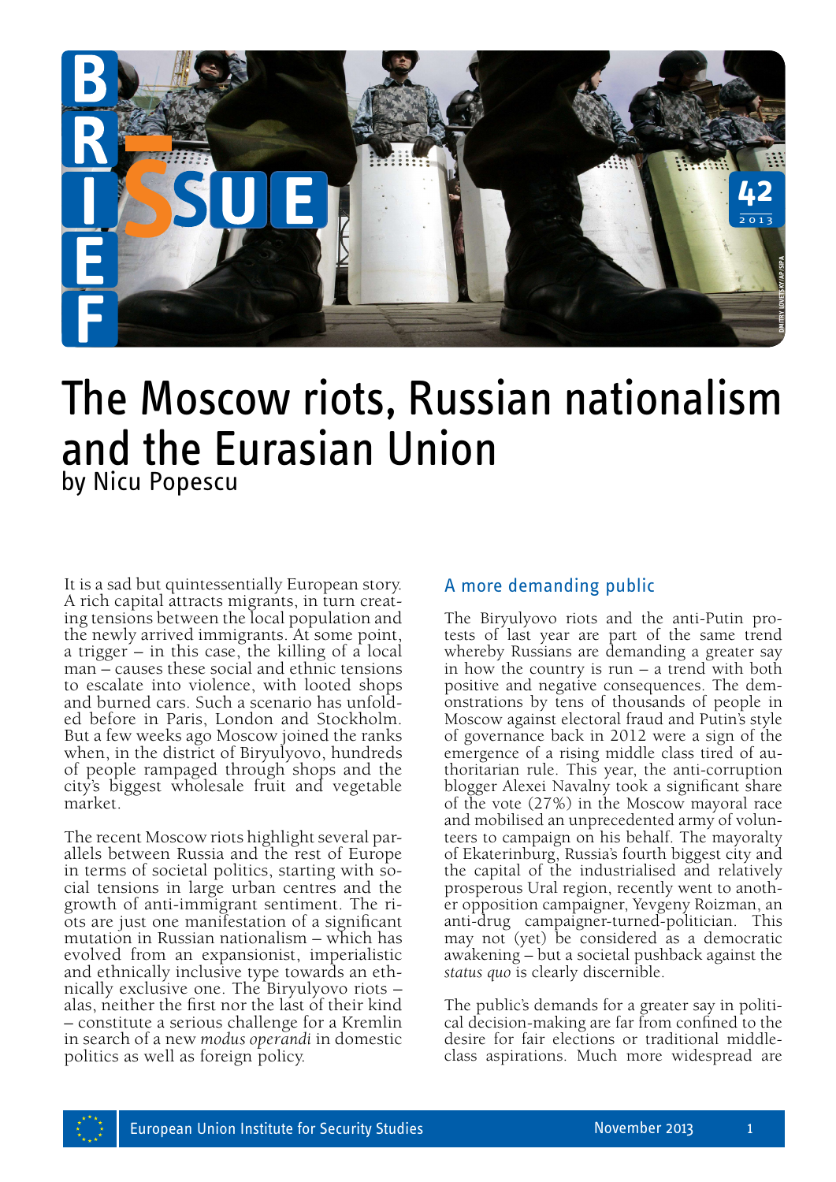# The Moscow riots, Russian nationalism and the Eurasian Union

by Nicu Popescu

It is a sad but quintessentially European story. A rich capital attracts migrants, in turn creating tensions between the local population and the newly arrived immigrants. At some point, a trigger – in this case, the killing of a local man – causes these social and ethnic tensions to escalate into violence, with looted shops and burned cars. Such a scenario has unfolded before in Paris, London and Stockholm. But a few weeks ago Moscow joined the ranks when, in the district of Biryulyovo, hundreds of people rampaged through shops and the city's biggest wholesale fruit and vegetable market.

The recent Moscow riots highlight several parallels between Russia and the rest of Europe in terms of societal politics, starting with social tensions in large urban centres and the growth of anti-immigrant sentiment. The riots are just one manifestation of a significant mutation in Russian nationalism – which has evolved from an expansionist, imperialistic and ethnically inclusive type towards an ethnically exclusive one. The Biryulyovo riots – alas, neither the first nor the last of their kind – constitute a serious challenge for a Kremlin in search of a new *modus operandi* in domestic politics as well as foreign policy.

## A more demanding public

The Biryulyovo riots and the anti-Putin protests of last year are part of the same trend whereby Russians are demanding a greater say in how the country is run – a trend with both positive and negative consequences. The demonstrations by tens of thousands of people in Moscow against electoral fraud and Putin's style of governance back in 2012 were a sign of the emergence of a rising middle class tired of authoritarian rule. This year, the anti-corruption blogger Alexei Navalny took a significant share of the vote (27%) in the Moscow mayoral race and mobilised an unprecedented army of volunteers to campaign on his behalf. The mayoralty of Ekaterinburg, Russia's fourth biggest city and the capital of the industrialised and relatively prosperous Ural region, recently went to another opposition campaigner, Yevgeny Roizman, an anti-drug campaigner-turned-politician. This may not (yet) be considered as a democratic awakening – but a societal pushback against the *status quo* is clearly discernible.

The public's demands for a greater say in political decision-making are far from confined to the desire for fair elections or traditional middle-class aspirations. Much more widespread are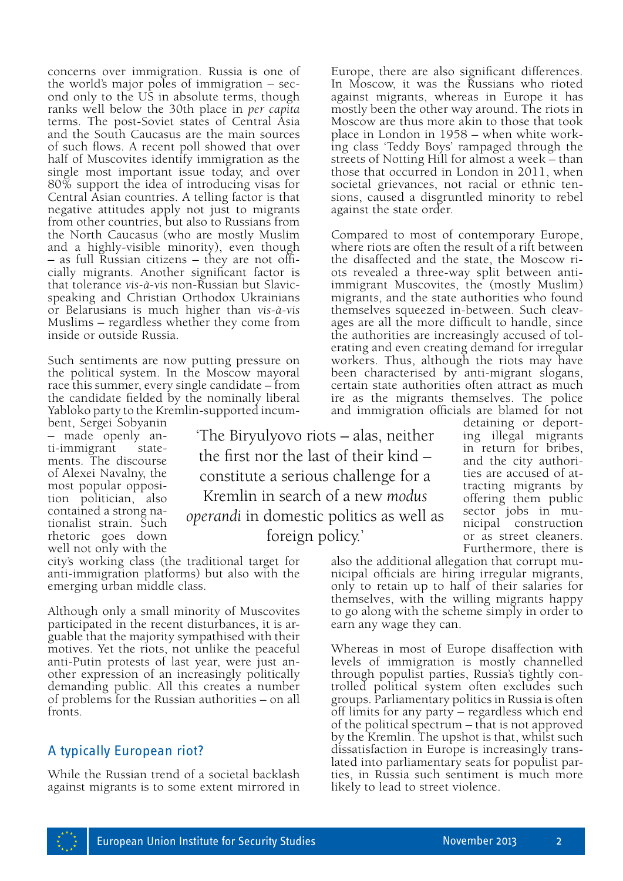concerns over immigration. Russia is one of the world's major poles of immigration – second only to the US in absolute terms, though ranks well below the 30th place in *per capita* terms. The post-Soviet states of Central Asia and the South Caucasus are the main sources of such flows. A recent poll showed that over half of Muscovites identify immigration as the single most important issue today, and over 80% support the idea of introducing visas for Central Asian countries. A telling factor is that negative attitudes apply not just to migrants from other countries, but also to Russians from the North Caucasus (who are mostly Muslim and a highly-visible minority), even though – as full Russian citizens – they are not officially migrants. Another significant factor is that tolerance *vis-à-vis* non-Russian but Slavic-speaking and Christian Orthodox Ukrainians or Belarusians is much higher than *vis-à-vis* Muslims – regardless whether they come from inside or outside Russia.

Such sentiments are now putting pressure on the political system. In the Moscow mayoral race this summer, every single candidate – from the candidate fielded by the nominally liberal Yabloko party to the Kremlin-supported incumbent, Sergei Sobyanin – made openly anti-immigrant statements. The discourse of Alexei Navalny, the most popular opposition politician, also contained a strong nationalist strain. Such rhetoric goes down well not only with the city's working class (the traditional target for anti-immigration platforms) but also with the emerging urban middle class.

Although only a small minority of Muscovites participated in the recent disturbances, it is arguable that the majority sympathised with their motives. Yet the riots, not unlike the peaceful anti-Putin protests of last year, were just another expression of an increasingly politically demanding public. All this creates a number of problems for the Russian authorities – on all fronts.

> 'The Biryulyovo riots – alas, neither the first nor the last of their kind – constitute a serious challenge for a Kremlin in search of a new *modus operandi* in domestic politics as well as foreign policy.'

## A typically European riot?

While the Russian trend of a societal backlash against migrants is to some extent mirrored in Europe, there are also significant differences. In Moscow, it was the Russians who rioted against migrants, whereas in Europe it has mostly been the other way around. The riots in Moscow are thus more akin to those that took place in London in 1958 – when white working class 'Teddy Boys' rampaged through the streets of Notting Hill for almost a week – than those that occurred in London in 2011, when societal grievances, not racial or ethnic tensions, caused a disgruntled minority to rebel against the state order.

Compared to most of contemporary Europe, where riots are often the result of a rift between the disaffected and the state, the Moscow riots revealed a three-way split between anti-immigrant Muscovites, the (mostly Muslim) migrants, and the state authorities who found themselves squeezed in-between. Such cleavages are all the more difficult to handle, since the authorities are increasingly accused of tolerating and even creating demand for irregular workers. Thus, although the riots may have been characterised by anti-migrant slogans, certain state authorities often attract as much ire as the migrants themselves. The police and immigration officials are blamed for not detaining or deporting illegal migrants in return for bribes, and the city authorities are accused of attracting migrants by offering them public sector jobs in municipal construction or as street cleaners. Furthermore, there is also the additional allegation that corrupt municipal officials are hiring irregular migrants, only to retain up to half of their salaries for themselves, with the willing migrants happy to go along with the scheme simply in order to earn any wage they can.

Whereas in most of Europe disaffection with levels of immigration is mostly channelled through populist parties, Russia's tightly controlled political system often excludes such groups. Parliamentary politics in Russia is often off limits for any party – regardless which end of the political spectrum – that is not approved by the Kremlin. The upshot is that, whilst such dissatisfaction in Europe is increasingly translated into parliamentary seats for populist parties, in Russia such sentiment is much more likely to lead to street violence.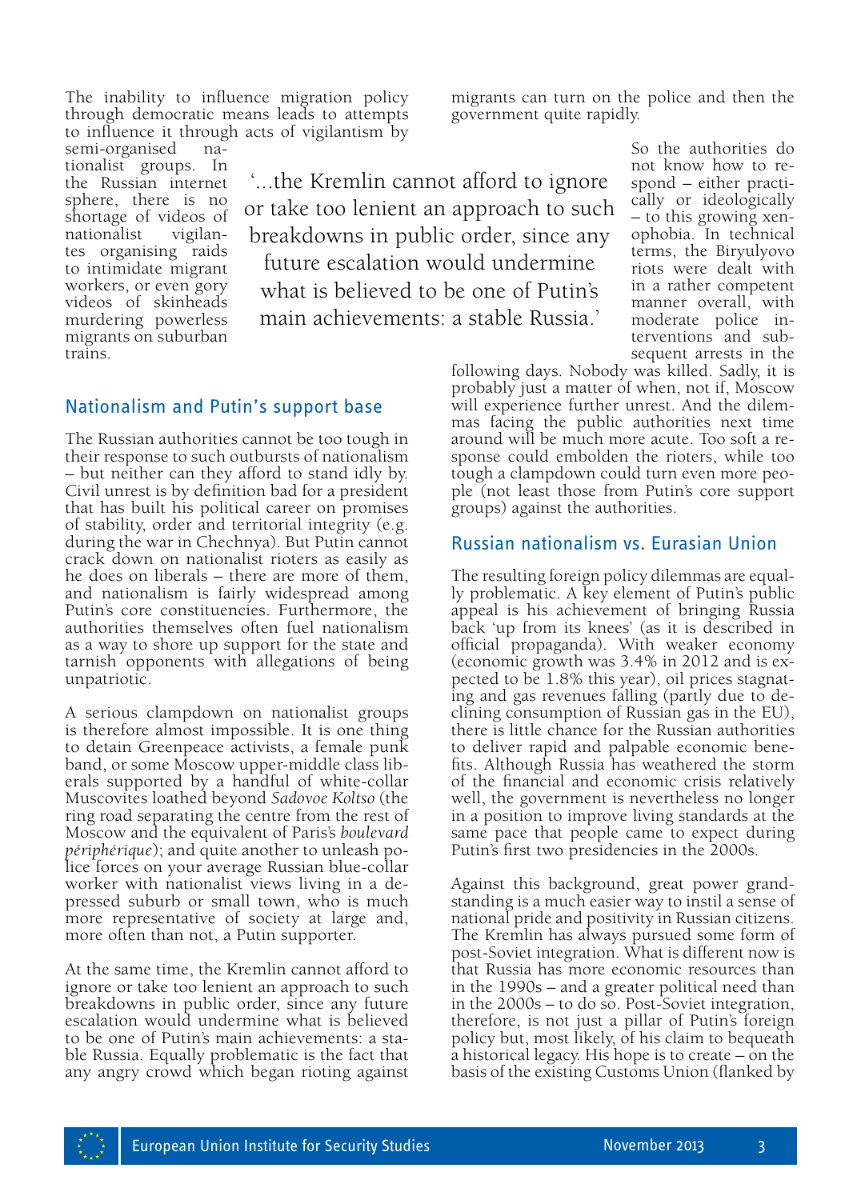The inability to influence migration policy through democratic means leads to attempts to influence it through acts of vigilantism by semi-organised nationalist groups. In the Russian internet sphere, there is no shortage of videos of nationalist vigilantes organising raids to intimidate migrant workers, or even gory videos of skinheads murdering powerless migrants on suburban trains.

> '...the Kremlin cannot afford to ignore or take too lenient an approach to such breakdowns in public order, since any future escalation would undermine what is believed to be one of Putin's main achievements: a stable Russia.'

## Nationalism and Putin's support base

The Russian authorities cannot be too tough in their response to such outbursts of nationalism – but neither can they afford to stand idly by. Civil unrest is by definition bad for a president that has built his political career on promises of stability, order and territorial integrity (e.g. during the war in Chechnya). But Putin cannot crack down on nationalist rioters as easily as he does on liberals – there are more of them, and nationalism is fairly widespread among Putin's core constituencies. Furthermore, the authorities themselves often fuel nationalism as a way to shore up support for the state and tarnish opponents with allegations of being unpatriotic.

A serious clampdown on nationalist groups is therefore almost impossible. It is one thing to detain Greenpeace activists, a female punk band, or some Moscow upper-middle class liberals supported by a handful of white-collar Muscovites loathed beyond *Sadovoe Koltso* (the ring road separating the centre from the rest of Moscow and the equivalent of Paris's *boulevard périphérique*); and quite another to unleash police forces on your average Russian blue-collar worker with nationalist views living in a depressed suburb or small town, who is much more representative of society at large and, more often than not, a Putin supporter.

At the same time, the Kremlin cannot afford to ignore or take too lenient an approach to such breakdowns in public order, since any future escalation would undermine what is believed to be one of Putin's main achievements: a stable Russia. Equally problematic is the fact that any angry crowd which began rioting against migrants can turn on the police and then the government quite rapidly.

So the authorities do not know how to respond – either practically or ideologically – to this growing xenophobia. In technical terms, the Biryulyovo riots were dealt with in a rather competent manner overall, with moderate police interventions and subsequent arrests in the following days. Nobody was killed. Sadly, it is probably just a matter of when, not if, Moscow will experience further unrest. And the dilemmas facing the public authorities next time around will be much more acute. Too soft a response could embolden the rioters, while too tough a clampdown could turn even more people (not least those from Putin's core support groups) against the authorities.

## Russian nationalism vs. Eurasian Union

The resulting foreign policy dilemmas are equally problematic. A key element of Putin's public appeal is his achievement of bringing Russia back 'up from its knees' (as it is described in official propaganda). With weaker economy (economic growth was 3.4% in 2012 and is expected to be 1.8% this year), oil prices stagnating and gas revenues falling (partly due to declining consumption of Russian gas in the EU), there is little chance for the Russian authorities to deliver rapid and palpable economic benefits. Although Russia has weathered the storm of the financial and economic crisis relatively well, the government is nevertheless no longer in a position to improve living standards at the same pace that people came to expect during Putin's first two presidencies in the 2000s.

Against this background, great power grandstanding is a much easier way to instil a sense of national pride and positivity in Russian citizens. The Kremlin has always pursued some form of post-Soviet integration. What is different now is that Russia has more economic resources than in the 1990s – and a greater political need than in the 2000s – to do so. Post-Soviet integration, therefore, is not just a pillar of Putin's foreign policy but, most likely, of his claim to bequeath a historical legacy. His hope is to create – on the basis of the existing Customs Union (flanked by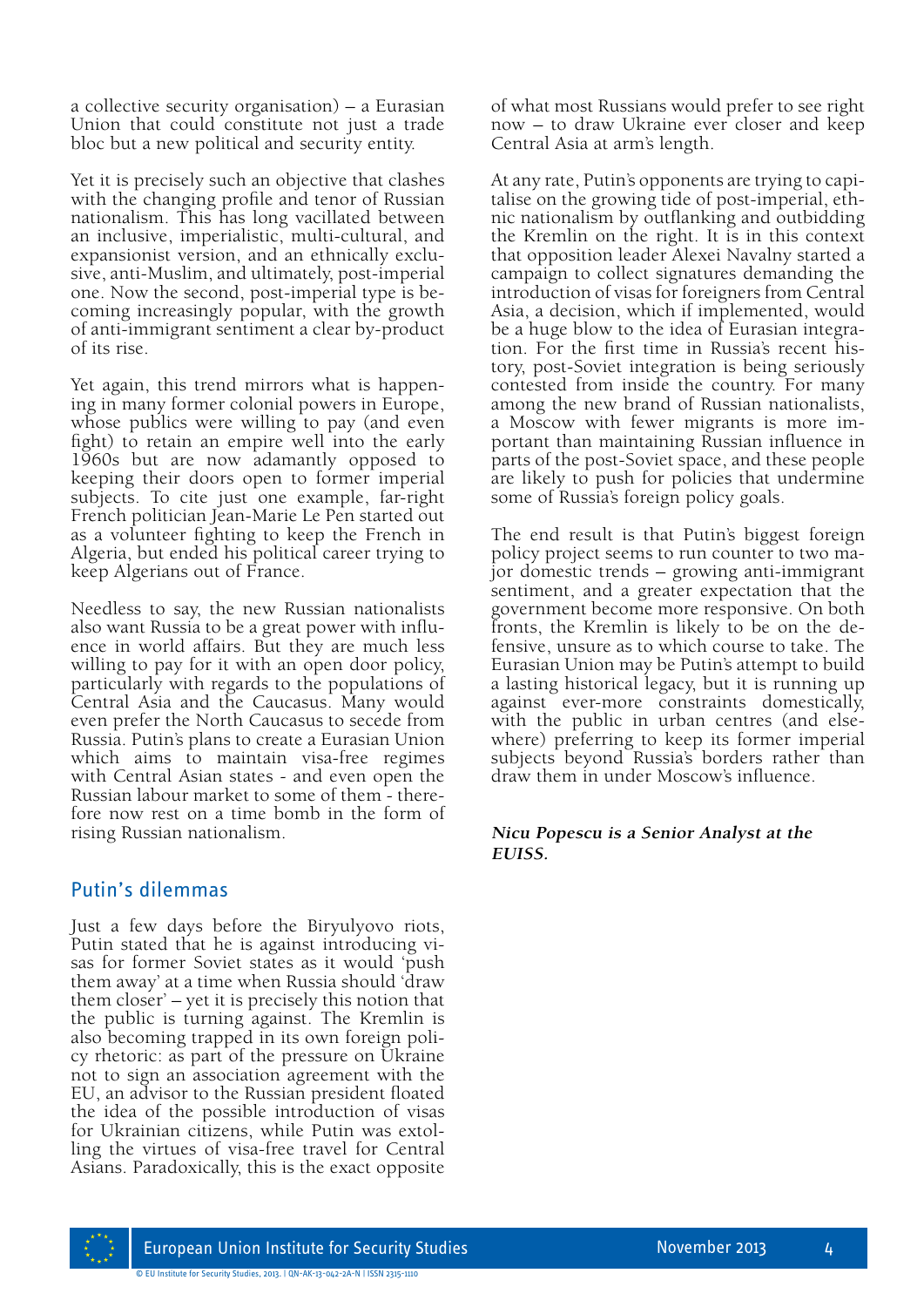a collective security organisation) – a Eurasian Union that could constitute not just a trade bloc but a new political and security entity.

Yet it is precisely such an objective that clashes with the changing profile and tenor of Russian nationalism. This has long vacillated between an inclusive, imperialistic, multi-cultural, and expansionist version, and an ethnically exclusive, anti-Muslim, and ultimately, post-imperial one. Now the second, post-imperial type is becoming increasingly popular, with the growth of anti-immigrant sentiment a clear by-product of its rise.

Yet again, this trend mirrors what is happening in many former colonial powers in Europe, whose publics were willing to pay (and even fight) to retain an empire well into the early 1960s but are now adamantly opposed to keeping their doors open to former imperial subjects. To cite just one example, far-right French politician Jean-Marie Le Pen started out as a volunteer fighting to keep the French in Algeria, but ended his political career trying to keep Algerians out of France.

Needless to say, the new Russian nationalists also want Russia to be a great power with influence in world affairs. But they are much less willing to pay for it with an open door policy, particularly with regards to the populations of Central Asia and the Caucasus. Many would even prefer the North Caucasus to secede from Russia. Putin's plans to create a Eurasian Union which aims to maintain visa-free regimes with Central Asian states - and even open the Russian labour market to some of them - therefore now rest on a time bomb in the form of rising Russian nationalism.

## Putin's dilemmas

Just a few days before the Biryulyovo riots, Putin stated that he is against introducing visas for former Soviet states as it would 'push them away' at a time when Russia should 'draw them closer' – yet it is precisely this notion that the public is turning against. The Kremlin is also becoming trapped in its own foreign policy rhetoric: as part of the pressure on Ukraine not to sign an association agreement with the EU, an advisor to the Russian president floated the idea of the possible introduction of visas for Ukrainian citizens, while Putin was extolling the virtues of visa-free travel for Central Asians. Paradoxically, this is the exact opposite of what most Russians would prefer to see right now – to draw Ukraine ever closer and keep Central Asia at arm's length.

At any rate, Putin's opponents are trying to capitalise on the growing tide of post-imperial, ethnic nationalism by outflanking and outbidding the Kremlin on the right. It is in this context that opposition leader Alexei Navalny started a campaign to collect signatures demanding the introduction of visas for foreigners from Central Asia, a decision, which if implemented, would be a huge blow to the idea of Eurasian integration. For the first time in Russia's recent history, post-Soviet integration is being seriously contested from inside the country. For many among the new brand of Russian nationalists, a Moscow with fewer migrants is more important than maintaining Russian influence in parts of the post-Soviet space, and these people are likely to push for policies that undermine some of Russia's foreign policy goals.

The end result is that Putin's biggest foreign policy project seems to run counter to two major domestic trends – growing anti-immigrant sentiment, and a greater expectation that the government become more responsive. On both fronts, the Kremlin is likely to be on the defensive, unsure as to which course to take. The Eurasian Union may be Putin's attempt to build a lasting historical legacy, but it is running up against ever-more constraints domestically, with the public in urban centres (and elsewhere) preferring to keep its former imperial subjects beyond Russia's borders rather than draw them in under Moscow's influence.

***Nicu Popescu is a Senior Analyst at the EUISS.***

© EU Institute for Security Studies, 2013. | QN-AK-13-042-2A-N | ISSN 2315-1110